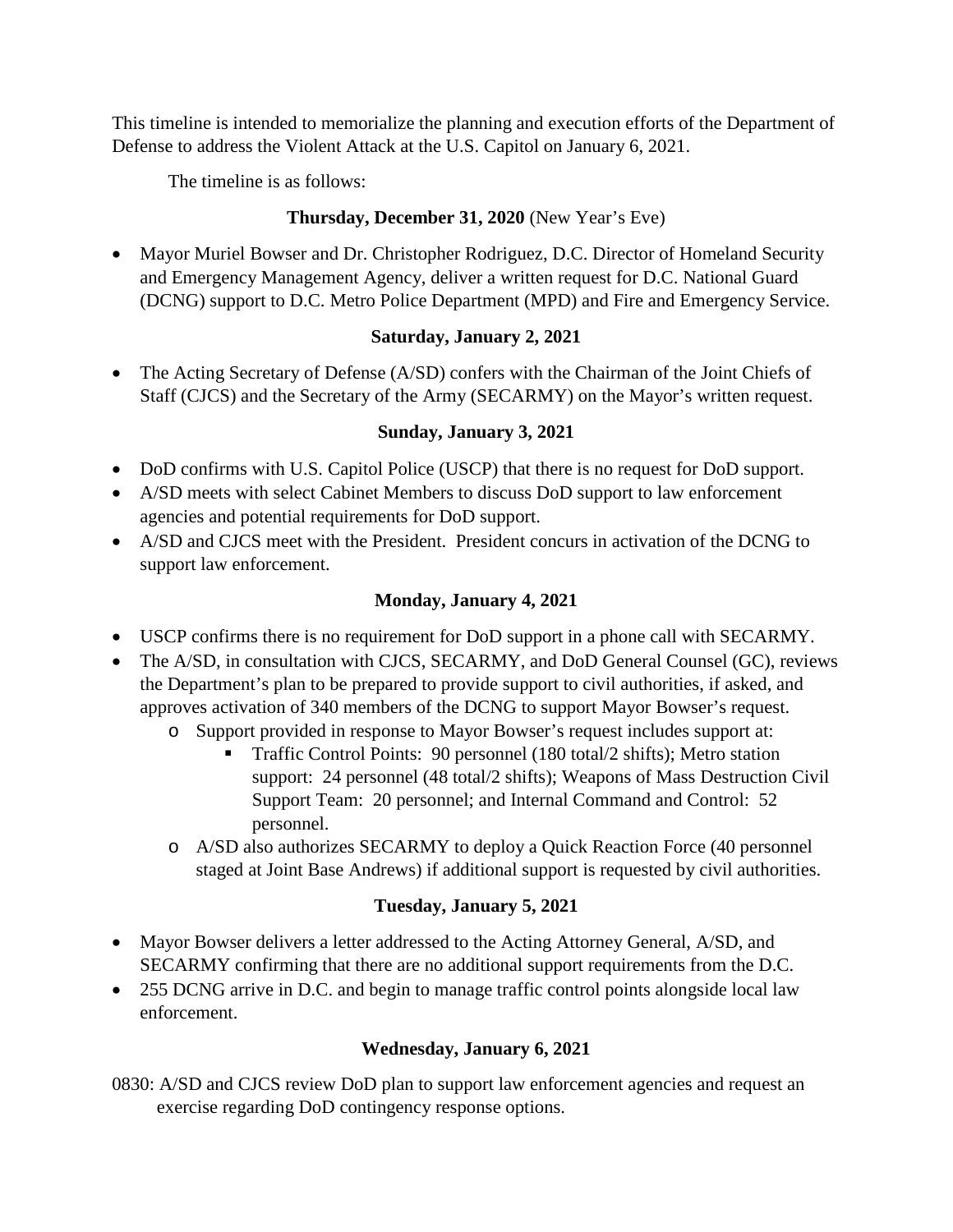This timeline is intended to memorialize the planning and execution efforts of the Department of Defense to address the Violent Attack at the U.S. Capitol on January 6, 2021.

The timeline is as follows:

**Thursday, December 31, 2020** (New Year's Eve)

- Mayor Muriel Bowser and Dr. Christopher Rodriguez, D.C. Director of Homeland Security and Emergency Management Agency, deliver a written request for D.C. National Guard (DCNG) support to D.C. Metro Police Department (MPD) and Fire and Emergency Service.

**Saturday, January 2, 2021**

- The Acting Secretary of Defense (A/SD) confers with the Chairman of the Joint Chiefs of Staff (CJCS) and the Secretary of the Army (SECARMY) on the Mayor's written request.

**Sunday, January 3, 2021**

- DoD confirms with U.S. Capitol Police (USCP) that there is no request for DoD support.
- A/SD meets with select Cabinet Members to discuss DoD support to law enforcement agencies and potential requirements for DoD support.
- A/SD and CJCS meet with the President. President concurs in activation of the DCNG to support law enforcement.

**Monday, January 4, 2021**

- USCP confirms there is no requirement for DoD support in a phone call with SECARMY.
- The A/SD, in consultation with CJCS, SECARMY, and DoD General Counsel (GC), reviews the Department's plan to be prepared to provide support to civil authorities, if asked, and approves activation of 340 members of the DCNG to support Mayor Bowser's request.
    - Support provided in response to Mayor Bowser's request includes support at:
        - Traffic Control Points: 90 personnel (180 total/2 shifts); Metro station support: 24 personnel (48 total/2 shifts); Weapons of Mass Destruction Civil Support Team: 20 personnel; and Internal Command and Control: 52 personnel.
    - A/SD also authorizes SECARMY to deploy a Quick Reaction Force (40 personnel staged at Joint Base Andrews) if additional support is requested by civil authorities.

**Tuesday, January 5, 2021**

- Mayor Bowser delivers a letter addressed to the Acting Attorney General, A/SD, and SECARMY confirming that there are no additional support requirements from the D.C.
- 255 DCNG arrive in D.C. and begin to manage traffic control points alongside local law enforcement.

**Wednesday, January 6, 2021**

0830: A/SD and CJCS review DoD plan to support law enforcement agencies and request an exercise regarding DoD contingency response options.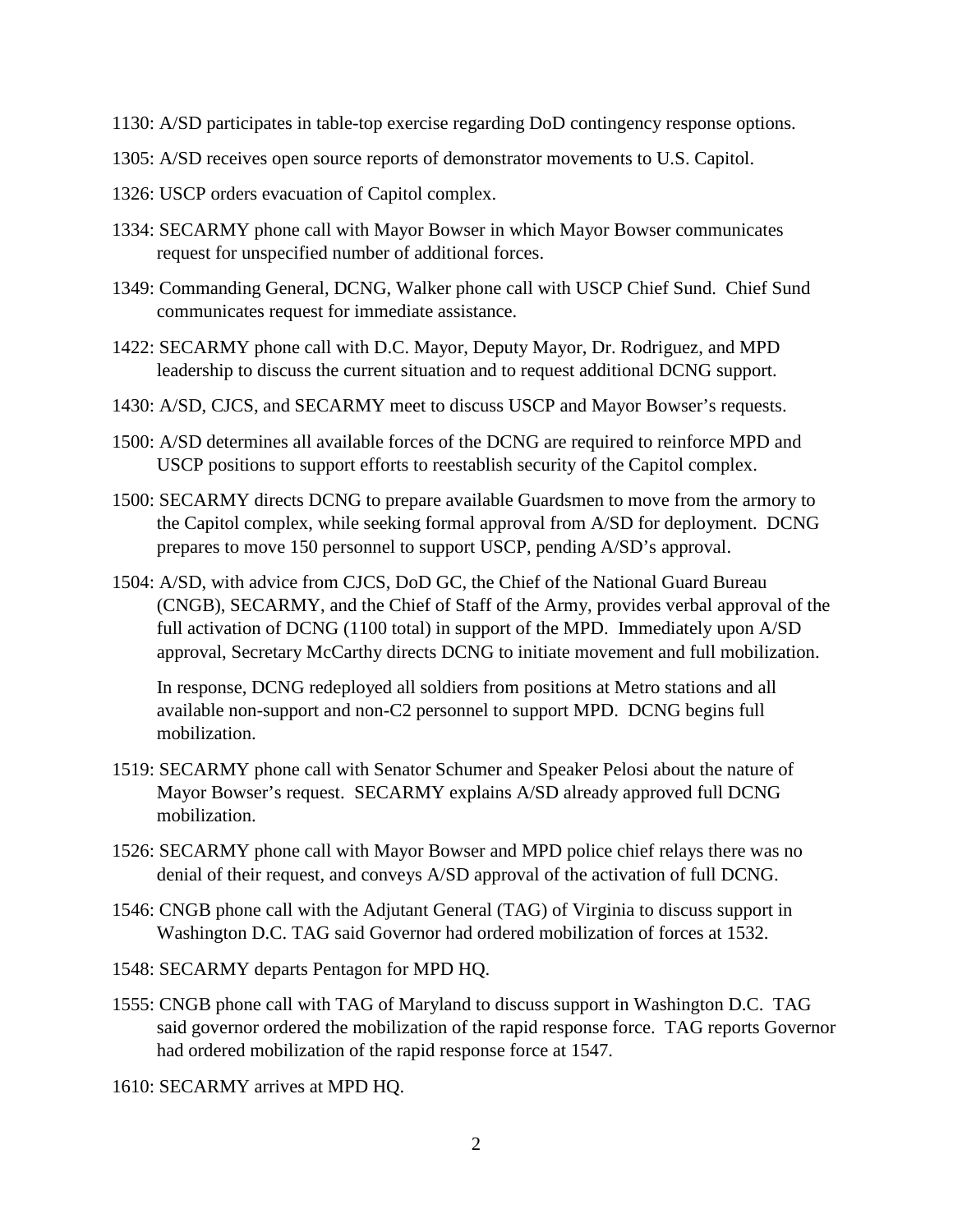1130: A/SD participates in table-top exercise regarding DoD contingency response options.

1305: A/SD receives open source reports of demonstrator movements to U.S. Capitol.

1326: USCP orders evacuation of Capitol complex.

1334: SECARMY phone call with Mayor Bowser in which Mayor Bowser communicates request for unspecified number of additional forces.

1349: Commanding General, DCNG, Walker phone call with USCP Chief Sund. Chief Sund communicates request for immediate assistance.

1422: SECARMY phone call with D.C. Mayor, Deputy Mayor, Dr. Rodriguez, and MPD leadership to discuss the current situation and to request additional DCNG support.

1430: A/SD, CJCS, and SECARMY meet to discuss USCP and Mayor Bowser's requests.

1500: A/SD determines all available forces of the DCNG are required to reinforce MPD and USCP positions to support efforts to reestablish security of the Capitol complex.

1500: SECARMY directs DCNG to prepare available Guardsmen to move from the armory to the Capitol complex, while seeking formal approval from A/SD for deployment. DCNG prepares to move 150 personnel to support USCP, pending A/SD's approval.

1504: A/SD, with advice from CJCS, DoD GC, the Chief of the National Guard Bureau (CNGB), SECARMY, and the Chief of Staff of the Army, provides verbal approval of the full activation of DCNG (1100 total) in support of the MPD. Immediately upon A/SD approval, Secretary McCarthy directs DCNG to initiate movement and full mobilization.

In response, DCNG redeployed all soldiers from positions at Metro stations and all available non-support and non-C2 personnel to support MPD. DCNG begins full mobilization.

1519: SECARMY phone call with Senator Schumer and Speaker Pelosi about the nature of Mayor Bowser's request. SECARMY explains A/SD already approved full DCNG mobilization.

1526: SECARMY phone call with Mayor Bowser and MPD police chief relays there was no denial of their request, and conveys A/SD approval of the activation of full DCNG.

1546: CNGB phone call with the Adjutant General (TAG) of Virginia to discuss support in Washington D.C. TAG said Governor had ordered mobilization of forces at 1532.

1548: SECARMY departs Pentagon for MPD HQ.

1555: CNGB phone call with TAG of Maryland to discuss support in Washington D.C. TAG said governor ordered the mobilization of the rapid response force. TAG reports Governor had ordered mobilization of the rapid response force at 1547.

1610: SECARMY arrives at MPD HQ.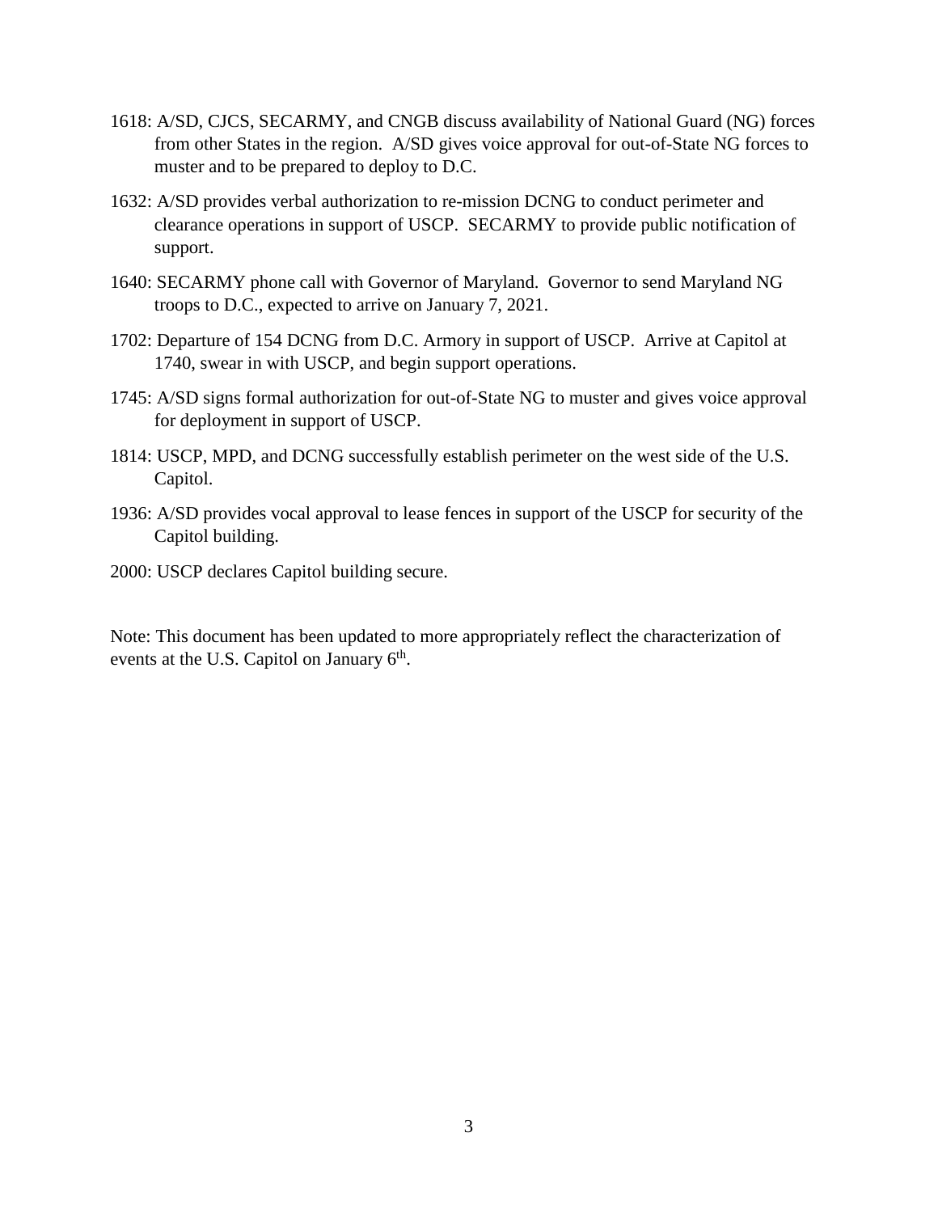1618: A/SD, CJCS, SECARMY, and CNGB discuss availability of National Guard (NG) forces from other States in the region. A/SD gives voice approval for out-of-State NG forces to muster and to be prepared to deploy to D.C.

1632: A/SD provides verbal authorization to re-mission DCNG to conduct perimeter and clearance operations in support of USCP. SECARMY to provide public notification of support.

1640: SECARMY phone call with Governor of Maryland. Governor to send Maryland NG troops to D.C., expected to arrive on January 7, 2021.

1702: Departure of 154 DCNG from D.C. Armory in support of USCP. Arrive at Capitol at 1740, swear in with USCP, and begin support operations.

1745: A/SD signs formal authorization for out-of-State NG to muster and gives voice approval for deployment in support of USCP.

1814: USCP, MPD, and DCNG successfully establish perimeter on the west side of the U.S. Capitol.

1936: A/SD provides vocal approval to lease fences in support of the USCP for security of the Capitol building.

2000: USCP declares Capitol building secure.

Note: This document has been updated to more appropriately reflect the characterization of events at the U.S. Capitol on January 6th.